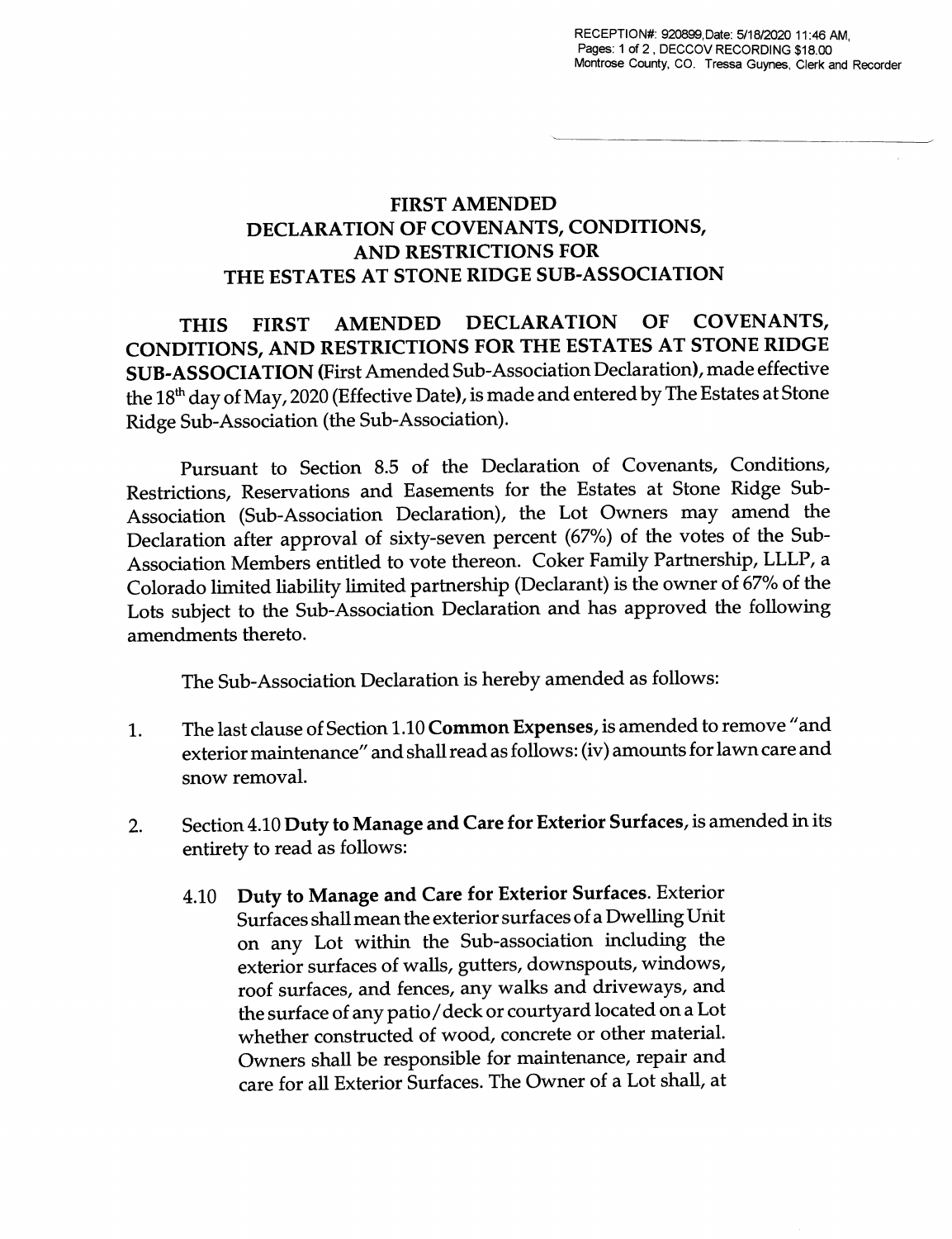RECEPTION#: 920899,Date: 5/18/2020 11:46 AM, Pages: 1 of 2 , DECCOV RECORDING $18.00 Montrose County, CO. Tressa Guynes, Clerk and Recorder

# FIRST AMENDED DECLARATION OF COVENANTS, CONDITIONS, AND RESTRICTIONS FOR THE ESTATES AT STONE RIDGE SUB-ASSOCIATION

**THIS FIRST AMENDED DECLARATION OF COVENANTS, CONDITIONS, AND RESTRICTIONS FOR THE ESTATES AT STONE RIDGE SUB-ASSOCIATION** (First Amended Sub-Association Declaration), made effective the 18th day of May, 2020 (Effective Date), is made and entered by The Estates at Stone Ridge Sub-Association (the Sub-Association).

Pursuant to Section 8.5 of the Declaration of Covenants, Conditions, Restrictions, Reservations and Easements for the Estates at Stone Ridge Sub-Association (Sub-Association Declaration), the Lot Owners may amend the Declaration after approval of sixty-seven percent (67%) of the votes of the Sub-Association Members entitled to vote thereon. Coker Family Partnership, LLLP, a Colorado limited liability limited partnership (Declarant) is the owner of 67% of the Lots subject to the Sub-Association Declaration and has approved the following amendments thereto.

The Sub-Association Declaration is hereby amended as follows:

1. The last clause of Section 1.10 **Common Expenses**, is amended to remove "and exterior maintenance" and shall read as follows: (iv) amounts for lawn care and snow removal.

2. Section 4.10 **Duty to Manage and Care for Exterior Surfaces**, is amended in its entirety to read as follows:

   4.10 **Duty to Manage and Care for Exterior Surfaces**. Exterior Surfaces shall mean the exterior surfaces of a Dwelling Unit on any Lot within the Sub-association including the exterior surfaces of walls, gutters, downspouts, windows, roof surfaces, and fences, any walks and driveways, and the surface of any patio/deck or courtyard located on a Lot whether constructed of wood, concrete or other material. Owners shall be responsible for maintenance, repair and care for all Exterior Surfaces. The Owner of a Lot shall, at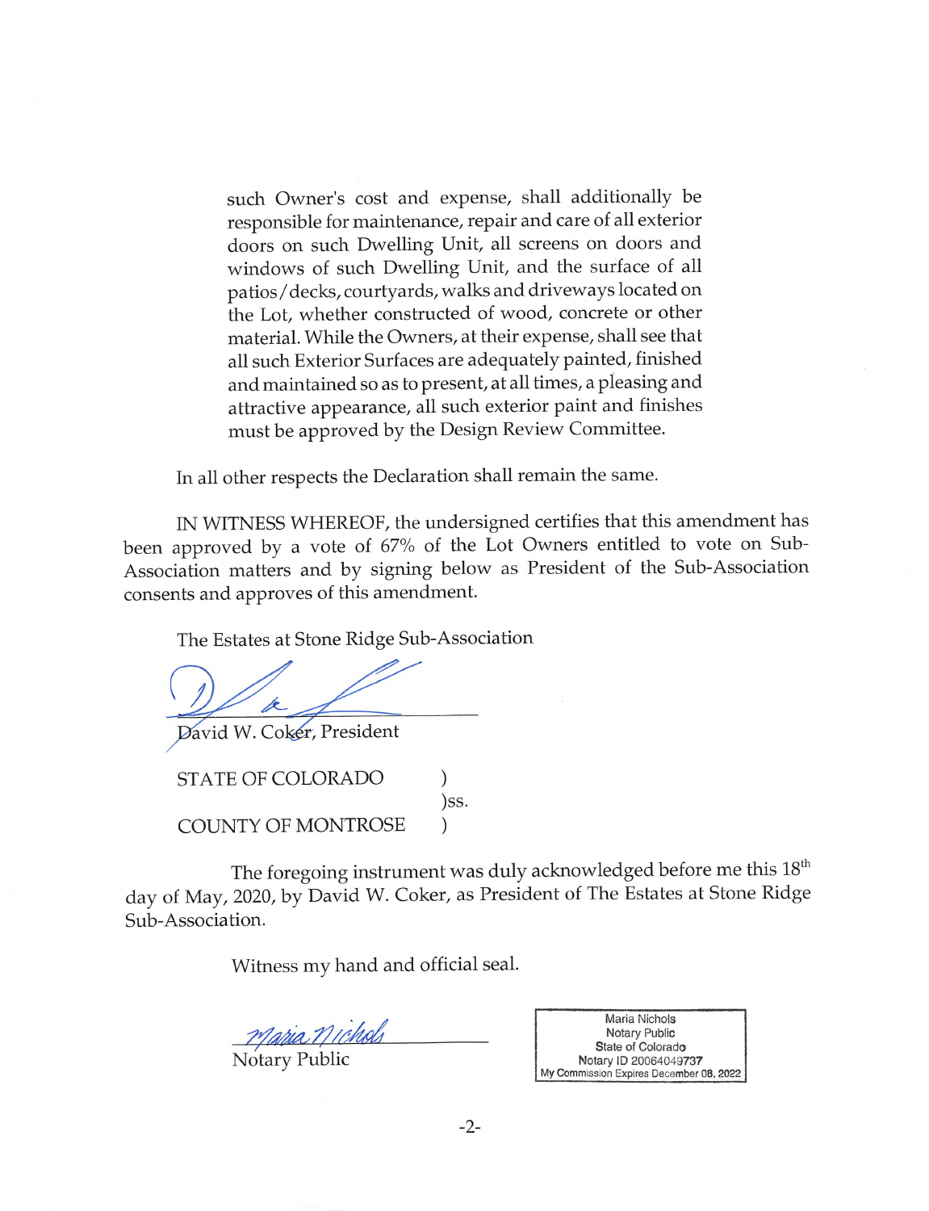such Owner's cost and expense, shall additionally be responsible for maintenance, repair and care of all exterior doors on such Dwelling Unit, all screens on doors and windows of such Dwelling Unit, and the surface of all patios/decks, courtyards, walks and driveways located on the Lot, whether constructed of wood, concrete or other material. While the Owners, at their expense, shall see that all such Exterior Surfaces are adequately painted, finished and maintained so as to present, at all times, a pleasing and attractive appearance, all such exterior paint and finishes must be approved by the Design Review Committee.

In all other respects the Declaration shall remain the same.

IN WITNESS WHEREOF, the undersigned certifies that this amendment has been approved by a vote of 67% of the Lot Owners entitled to vote on Sub-Association matters and by signing below as President of the Sub-Association consents and approves of this amendment.

The Estates at Stone Ridge Sub-Association

David W. Coker, President

STATE OF COLORADO )
)ss.
COUNTY OF MONTROSE )

The foregoing instrument was duly acknowledged before me this 18th day of May, 2020, by David W. Coker, as President of The Estates at Stone Ridge Sub-Association.

Witness my hand and official seal.

Maria Nichols
Notary Public

Maria Nichols
Notary Public
State of Colorado
Notary ID 20064049737
My Commission Expires December 08, 2022